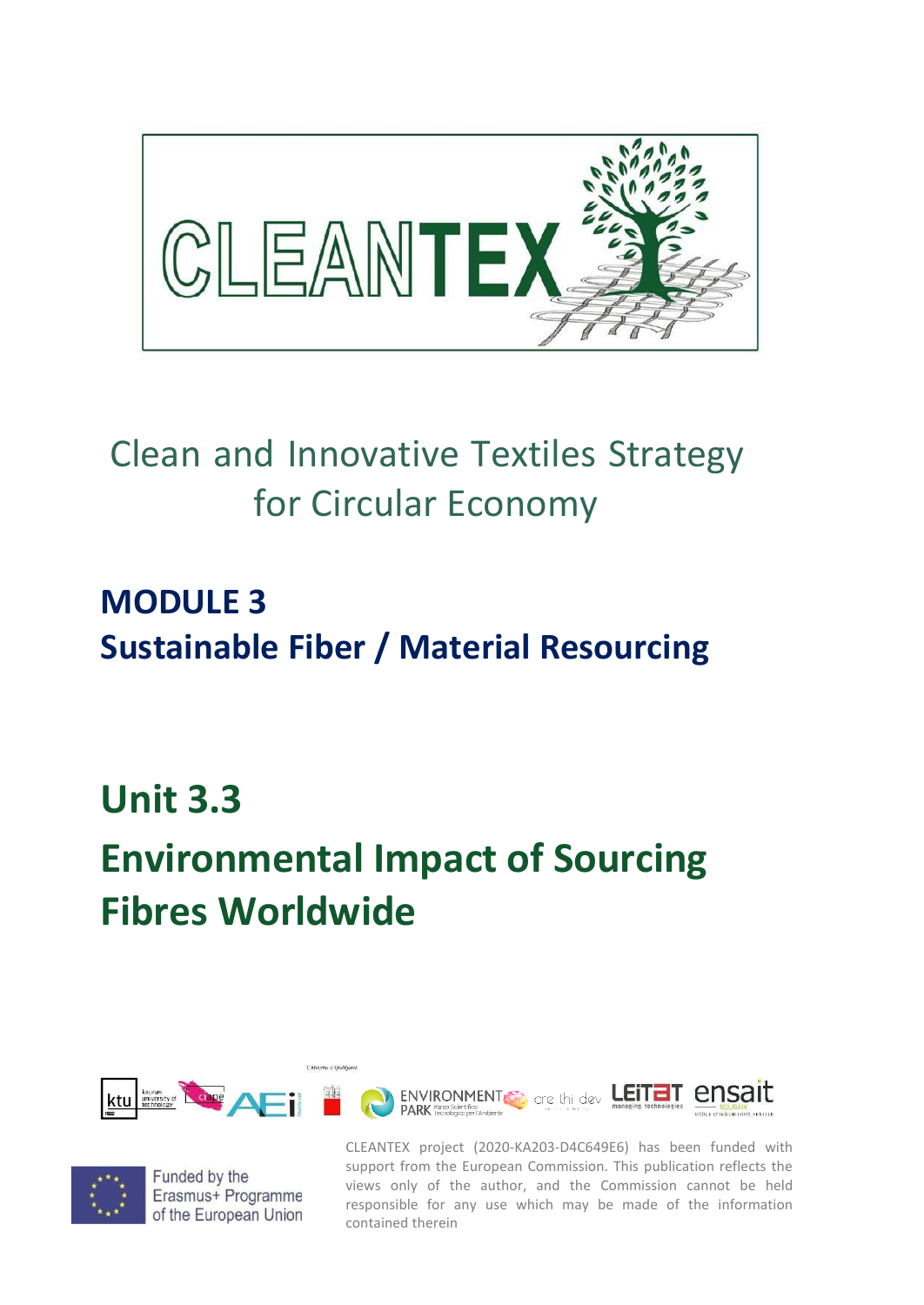# CLEANTEX

Clean and Innovative Textiles Strategy for Circular Economy

## MODULE 3
## Sustainable Fiber / Material Resourcing

# Unit 3.3
# Environmental Impact of Sourcing Fibres Worldwide

Funded by the Erasmus+ Programme of the European Union

CLEANTEX project (2020-KA203-D4C649E6) has been funded with support from the European Commission. This publication reflects the views only of the author, and the Commission cannot be held responsible for any use which may be made of the information contained therein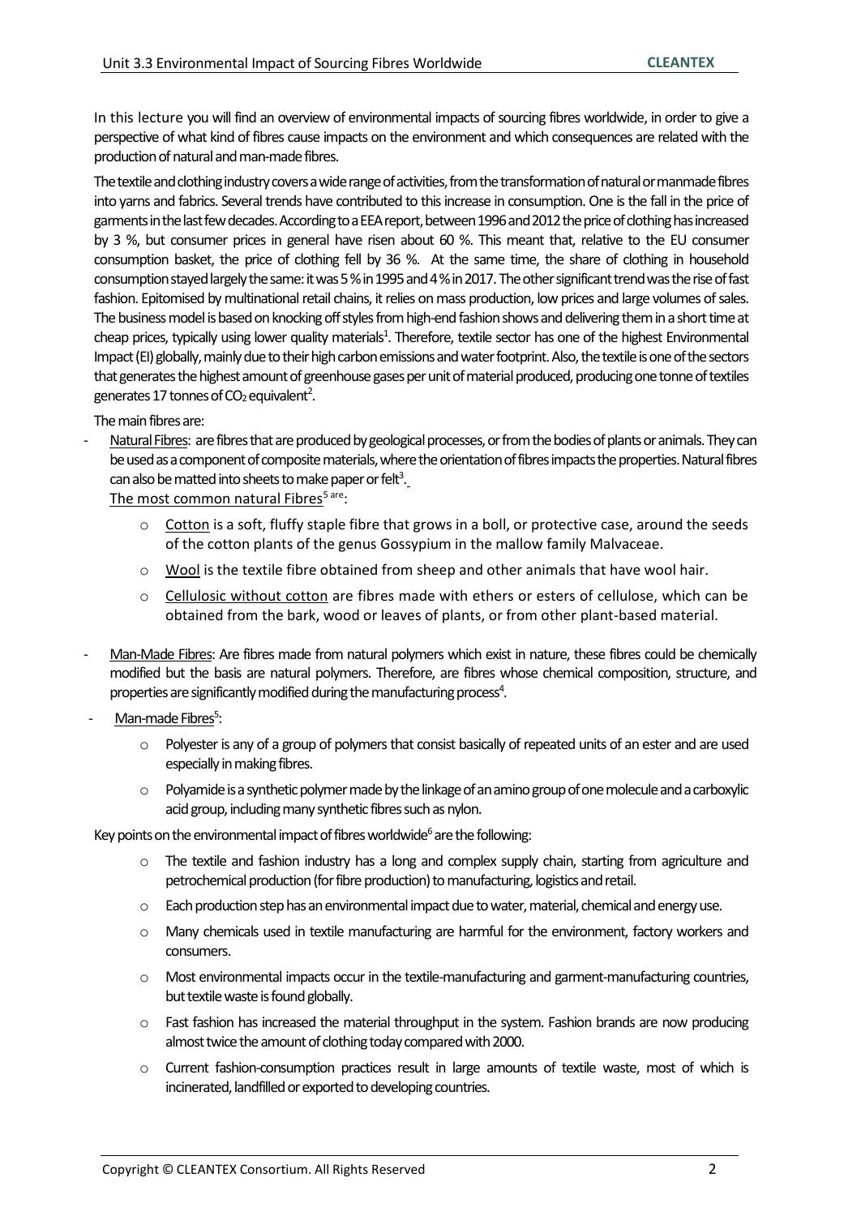In this lecture you will find an overview of environmental impacts of sourcing fibres worldwide, in order to give a perspective of what kind of fibres cause impacts on the environment and which consequences are related with the production of natural and man-made fibres.

The textile and clothing industry covers a wide range of activities, from the transformation of natural or manmade fibres into yarns and fabrics. Several trends have contributed to this increase in consumption. One is the fall in the price of garments in the last few decades. According to a EEA report, between 1996 and 2012 the price of clothing has increased by 3 %, but consumer prices in general have risen about 60 %. This meant that, relative to the EU consumer consumption basket, the price of clothing fell by 36 %. At the same time, the share of clothing in household consumption stayed largely the same: it was 5 % in 1995 and 4 % in 2017. The other significant trend was the rise of fast fashion. Epitomised by multinational retail chains, it relies on mass production, low prices and large volumes of sales. The business model is based on knocking off styles from high-end fashion shows and delivering them in a short time at cheap prices, typically using lower quality materials[1]. Therefore, textile sector has one of the highest Environmental Impact (EI) globally, mainly due to their high carbon emissions and water footprint. Also, the textile is one of the sectors that generates the highest amount of greenhouse gases per unit of material produced, producing one tonne of textiles generates 17 tonnes of $CO_2$ equivalent[2].

The main fibres are:

- Natural Fibres: are fibres that are produced by geological processes, or from the bodies of plants or animals. They can be used as a component of composite materials, where the orientation of fibres impacts the properties. Natural fibres can also be matted into sheets to make paper or felt[3].

  The most common natural Fibres[5] are:

  - Cotton is a soft, fluffy staple fibre that grows in a boll, or protective case, around the seeds of the cotton plants of the genus Gossypium in the mallow family Malvaceae.
  - Wool is the textile fibre obtained from sheep and other animals that have wool hair.
  - Cellulosic without cotton are fibres made with ethers or esters of cellulose, which can be obtained from the bark, wood or leaves of plants, or from other plant-based material.

- Man-Made Fibres: Are fibres made from natural polymers which exist in nature, these fibres could be chemically modified but the basis are natural polymers. Therefore, are fibres whose chemical composition, structure, and properties are significantly modified during the manufacturing process[4].

- Man-made Fibres[5]:

  - Polyester is any of a group of polymers that consist basically of repeated units of an ester and are used especially in making fibres.
  - Polyamide is a synthetic polymer made by the linkage of an amino group of one molecule and a carboxylic acid group, including many synthetic fibres such as nylon.

Key points on the environmental impact of fibres worldwide[6] are the following:

- The textile and fashion industry has a long and complex supply chain, starting from agriculture and petrochemical production (for fibre production) to manufacturing, logistics and retail.
- Each production step has an environmental impact due to water, material, chemical and energy use.
- Many chemicals used in textile manufacturing are harmful for the environment, factory workers and consumers.
- Most environmental impacts occur in the textile-manufacturing and garment-manufacturing countries, but textile waste is found globally.
- Fast fashion has increased the material throughput in the system. Fashion brands are now producing almost twice the amount of clothing today compared with 2000.
- Current fashion-consumption practices result in large amounts of textile waste, most of which is incinerated, landfilled or exported to developing countries.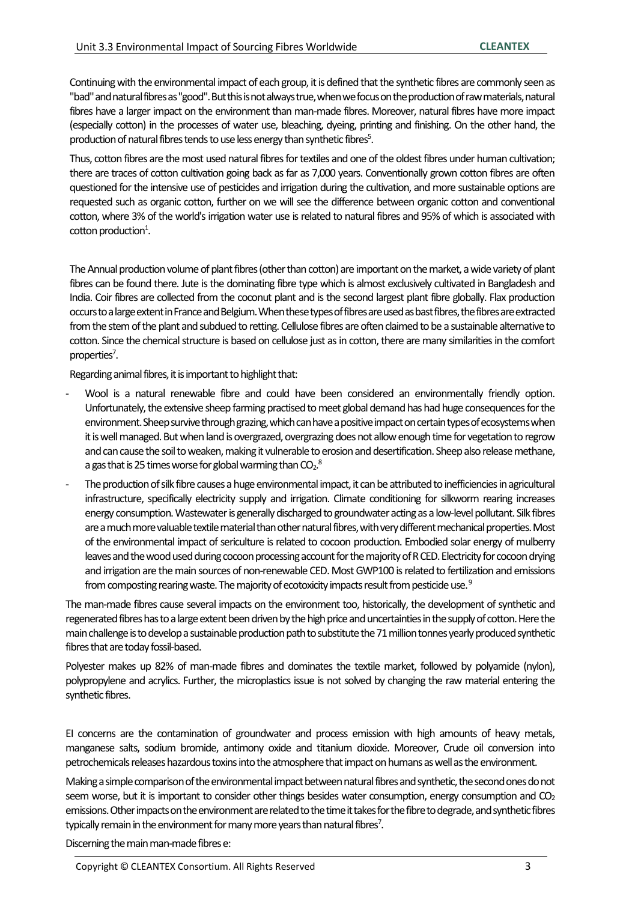Continuing with the environmental impact of each group, it is defined that the synthetic fibres are commonly seen as "bad" and natural fibres as "good". But this is not always true, when we focus on the production of raw materials, natural fibres have a larger impact on the environment than man-made fibres. Moreover, natural fibres have more impact (especially cotton) in the processes of water use, bleaching, dyeing, printing and finishing. On the other hand, the production of natural fibres tends to use less energy than synthetic fibres[5].

Thus, cotton fibres are the most used natural fibres for textiles and one of the oldest fibres under human cultivation; there are traces of cotton cultivation going back as far as 7,000 years. Conventionally grown cotton fibres are often questioned for the intensive use of pesticides and irrigation during the cultivation, and more sustainable options are requested such as organic cotton, further on we will see the difference between organic cotton and conventional cotton, where 3% of the world's irrigation water use is related to natural fibres and 95% of which is associated with cotton production[1].

The Annual production volume of plant fibres (other than cotton) are important on the market, a wide variety of plant fibres can be found there. Jute is the dominating fibre type which is almost exclusively cultivated in Bangladesh and India. Coir fibres are collected from the coconut plant and is the second largest plant fibre globally. Flax production occurs to a large extent in France and Belgium. When these types of fibres are used as bast fibres, the fibres are extracted from the stem of the plant and subdued to retting. Cellulose fibres are often claimed to be a sustainable alternative to cotton. Since the chemical structure is based on cellulose just as in cotton, there are many similarities in the comfort properties[7].

Regarding animal fibres, it is important to highlight that:

- Wool is a natural renewable fibre and could have been considered an environmentally friendly option. Unfortunately, the extensive sheep farming practised to meet global demand has had huge consequences for the environment. Sheep survive through grazing, which can have a positive impact on certain types of ecosystems when it is well managed. But when land is overgrazed, overgrazing does not allow enough time for vegetation to regrow and can cause the soil to weaken, making it vulnerable to erosion and desertification. Sheep also release methane, a gas that is 25 times worse for global warming than $CO_2$.[8]
- The production of silk fibre causes a huge environmental impact, it can be attributed to inefficiencies in agricultural infrastructure, specifically electricity supply and irrigation. Climate conditioning for silkworm rearing increases energy consumption. Wastewater is generally discharged to groundwater acting as a low-level pollutant. Silk fibres are a much more valuable textile material than other natural fibres, with very different mechanical properties. Most of the environmental impact of sericulture is related to cocoon production. Embodied solar energy of mulberry leaves and the wood used during cocoon processing account for the majority of R CED. Electricity for cocoon drying and irrigation are the main sources of non-renewable CED. Most GWP100 is related to fertilization and emissions from composting rearing waste. The majority of ecotoxicity impacts result from pesticide use.[9]

The man-made fibres cause several impacts on the environment too, historically, the development of synthetic and regenerated fibres has to a large extent been driven by the high price and uncertainties in the supply of cotton. Here the main challenge is to develop a sustainable production path to substitute the 71 million tonnes yearly produced synthetic fibres that are today fossil-based.

Polyester makes up 82% of man-made fibres and dominates the textile market, followed by polyamide (nylon), polypropylene and acrylics. Further, the microplastics issue is not solved by changing the raw material entering the synthetic fibres.

EI concerns are the contamination of groundwater and process emission with high amounts of heavy metals, manganese salts, sodium bromide, antimony oxide and titanium dioxide. Moreover, Crude oil conversion into petrochemicals releases hazardous toxins into the atmosphere that impact on humans as well as the environment.

Making a simple comparison of the environmental impact between natural fibres and synthetic, the second ones do not seem worse, but it is important to consider other things besides water consumption, energy consumption and $CO_2$ emissions. Other impacts on the environment are related to the time it takes for the fibre to degrade, and synthetic fibres typically remain in the environment for many more years than natural fibres[7].

Discerning the main man-made fibres e: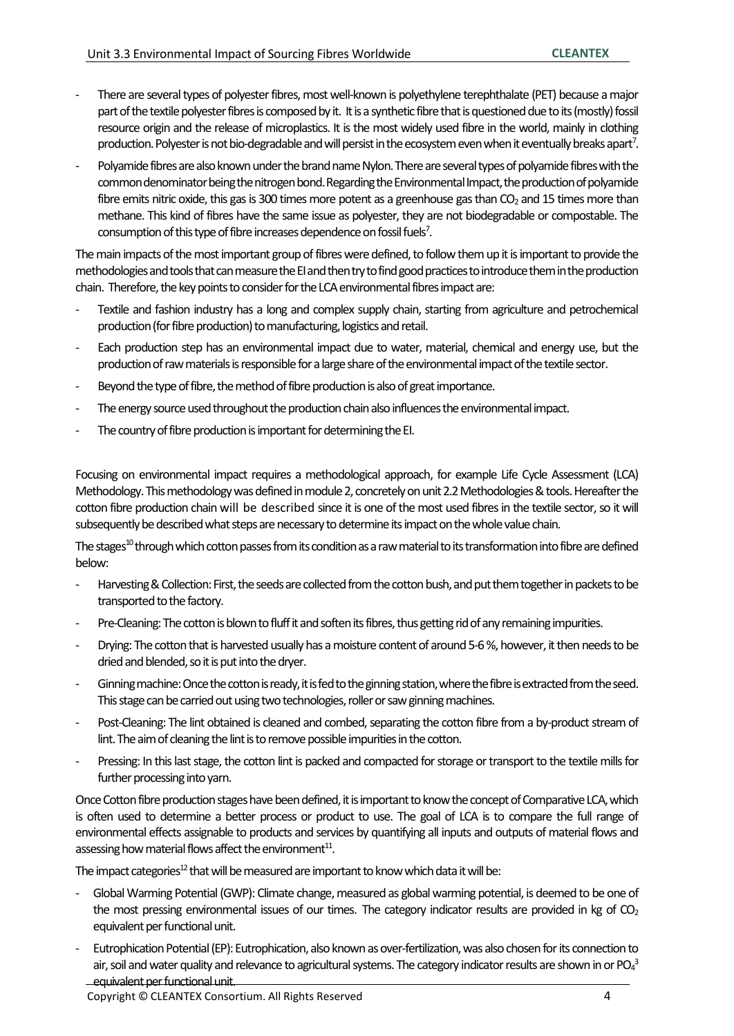- There are several types of polyester fibres, most well-known is polyethylene terephthalate (PET) because a major part of the textile polyester fibres is composed by it. It is a synthetic fibre that is questioned due to its (mostly) fossil resource origin and the release of microplastics. It is the most widely used fibre in the world, mainly in clothing production. Polyester is not bio-degradable and will persist in the ecosystem even when it eventually breaks apart[7].
- Polyamide fibres are also known under the brand name Nylon. There are several types of polyamide fibres with the common denominator being the nitrogen bond. Regarding the Environmental Impact, the production of polyamide fibre emits nitric oxide, this gas is 300 times more potent as a greenhouse gas than $CO_2$ and 15 times more than methane. This kind of fibres have the same issue as polyester, they are not biodegradable or compostable. The consumption of this type of fibre increases dependence on fossil fuels[7].

The main impacts of the most important group of fibres were defined, to follow them up it is important to provide the methodologies and tools that can measure the EI and then try to find good practices to introduce them in the production chain. Therefore, the key points to consider for the LCA environmental fibres impact are:

- Textile and fashion industry has a long and complex supply chain, starting from agriculture and petrochemical production (for fibre production) to manufacturing, logistics and retail.
- Each production step has an environmental impact due to water, material, chemical and energy use, but the production of raw materials is responsible for a large share of the environmental impact of the textile sector.
- Beyond the type of fibre, the method of fibre production is also of great importance.
- The energy source used throughout the production chain also influences the environmental impact.
- The country of fibre production is important for determining the EI.

Focusing on environmental impact requires a methodological approach, for example Life Cycle Assessment (LCA) Methodology. This methodology was defined in module 2, concretely on unit 2.2 Methodologies & tools. Hereafter the cotton fibre production chain will be described since it is one of the most used fibres in the textile sector, so it will subsequently be described what steps are necessary to determine its impact on the whole value chain.

The stages[10] through which cotton passes from its condition as a raw material to its transformation into fibre are defined below:

- Harvesting & Collection: First, the seeds are collected from the cotton bush, and put them together in packets to be transported to the factory.
- Pre-Cleaning: The cotton is blown to fluff it and soften its fibres, thus getting rid of any remaining impurities.
- Drying: The cotton that is harvested usually has a moisture content of around 5-6 %, however, it then needs to be dried and blended, so it is put into the dryer.
- Ginning machine: Once the cotton is ready, it is fed to the ginning station, where the fibre is extracted from the seed. This stage can be carried out using two technologies, roller or saw ginning machines.
- Post-Cleaning: The lint obtained is cleaned and combed, separating the cotton fibre from a by-product stream of lint. The aim of cleaning the lint is to remove possible impurities in the cotton.
- Pressing: In this last stage, the cotton lint is packed and compacted for storage or transport to the textile mills for further processing into yarn.

Once Cotton fibre production stages have been defined, it is important to know the concept of Comparative LCA, which is often used to determine a better process or product to use. The goal of LCA is to compare the full range of environmental effects assignable to products and services by quantifying all inputs and outputs of material flows and assessing how material flows affect the environment[11].

The impact categories[12] that will be measured are important to know which data it will be:

- Global Warming Potential (GWP): Climate change, measured as global warming potential, is deemed to be one of the most pressing environmental issues of our times. The category indicator results are provided in kg of $CO_2$ equivalent per functional unit.
- Eutrophication Potential (EP): Eutrophication, also known as over-fertilization, was also chosen for its connection to air, soil and water quality and relevance to agricultural systems. The category indicator results are shown in or $PO_4^3$ equivalent per functional unit.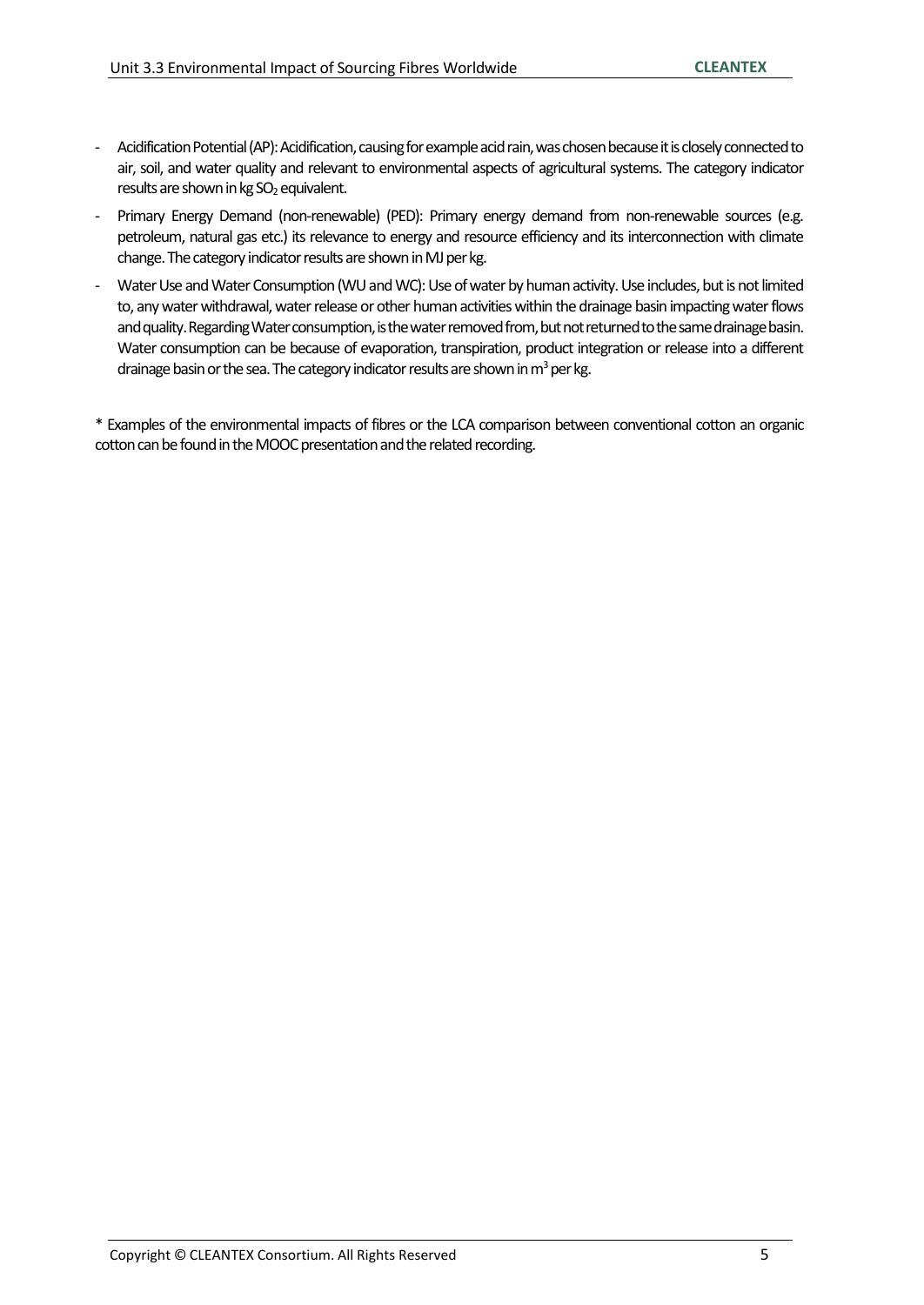- Acidification Potential (AP): Acidification, causing for example acid rain, was chosen because it is closely connected to air, soil, and water quality and relevant to environmental aspects of agricultural systems. The category indicator results are shown in kg $SO_2$ equivalent.
- Primary Energy Demand (non-renewable) (PED): Primary energy demand from non-renewable sources (e.g. petroleum, natural gas etc.) its relevance to energy and resource efficiency and its interconnection with climate change. The category indicator results are shown in MJ per kg.
- Water Use and Water Consumption (WU and WC): Use of water by human activity. Use includes, but is not limited to, any water withdrawal, water release or other human activities within the drainage basin impacting water flows and quality. Regarding Water consumption, is the water removed from, but not returned to the same drainage basin. Water consumption can be because of evaporation, transpiration, product integration or release into a different drainage basin or the sea. The category indicator results are shown in $m^3$ per kg.

\* Examples of the environmental impacts of fibres or the LCA comparison between conventional cotton an organic cotton can be found in the MOOC presentation and the related recording.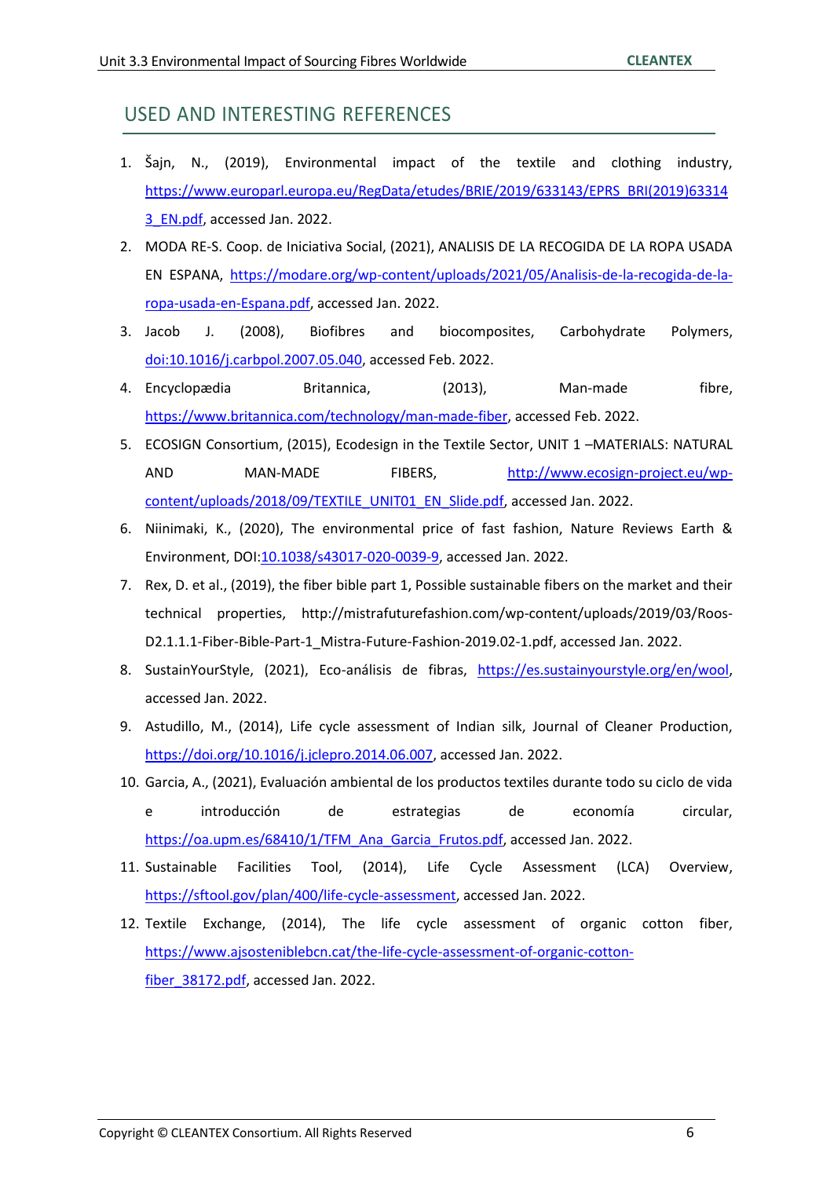## USED AND INTERESTING REFERENCES

1. Šajn, N., (2019), Environmental impact of the textile and clothing industry, https://www.europarl.europa.eu/RegData/etudes/BRIE/2019/633143/EPRS_BRI(2019)633143_EN.pdf, accessed Jan. 2022.
2. MODA RE-S. Coop. de Iniciativa Social, (2021), ANALISIS DE LA RECOGIDA DE LA ROPA USADA EN ESPANA, https://modare.org/wp-content/uploads/2021/05/Analisis-de-la-recogida-de-la-ropa-usada-en-Espana.pdf, accessed Jan. 2022.
3. Jacob J. (2008), Biofibres and biocomposites, Carbohydrate Polymers, doi:10.1016/j.carbpol.2007.05.040, accessed Feb. 2022.
4. Encyclopædia Britannica, (2013), Man-made fibre, https://www.britannica.com/technology/man-made-fiber, accessed Feb. 2022.
5. ECOSIGN Consortium, (2015), Ecodesign in the Textile Sector, UNIT 1 –MATERIALS: NATURAL AND MAN-MADE FIBERS, http://www.ecosign-project.eu/wp-content/uploads/2018/09/TEXTILE_UNIT01_EN_Slide.pdf, accessed Jan. 2022.
6. Niinimaki, K., (2020), The environmental price of fast fashion, Nature Reviews Earth & Environment, DOI:10.1038/s43017-020-0039-9, accessed Jan. 2022.
7. Rex, D. et al., (2019), the fiber bible part 1, Possible sustainable fibers on the market and their technical properties, http://mistrafuturefashion.com/wp-content/uploads/2019/03/Roos-D2.1.1.1-Fiber-Bible-Part-1_Mistra-Future-Fashion-2019.02-1.pdf, accessed Jan. 2022.
8. SustainYourStyle, (2021), Eco-análisis de fibras, https://es.sustainyourstyle.org/en/wool, accessed Jan. 2022.
9. Astudillo, M., (2014), Life cycle assessment of Indian silk, Journal of Cleaner Production, https://doi.org/10.1016/j.jclepro.2014.06.007, accessed Jan. 2022.
10. Garcia, A., (2021), Evaluación ambiental de los productos textiles durante todo su ciclo de vida e introducción de estrategias de economía circular, https://oa.upm.es/68410/1/TFM_Ana_Garcia_Frutos.pdf, accessed Jan. 2022.
11. Sustainable Facilities Tool, (2014), Life Cycle Assessment (LCA) Overview, https://sftool.gov/plan/400/life-cycle-assessment, accessed Jan. 2022.
12. Textile Exchange, (2014), The life cycle assessment of organic cotton fiber, https://www.ajsosteniblebcn.cat/the-life-cycle-assessment-of-organic-cotton-fiber_38172.pdf, accessed Jan. 2022.